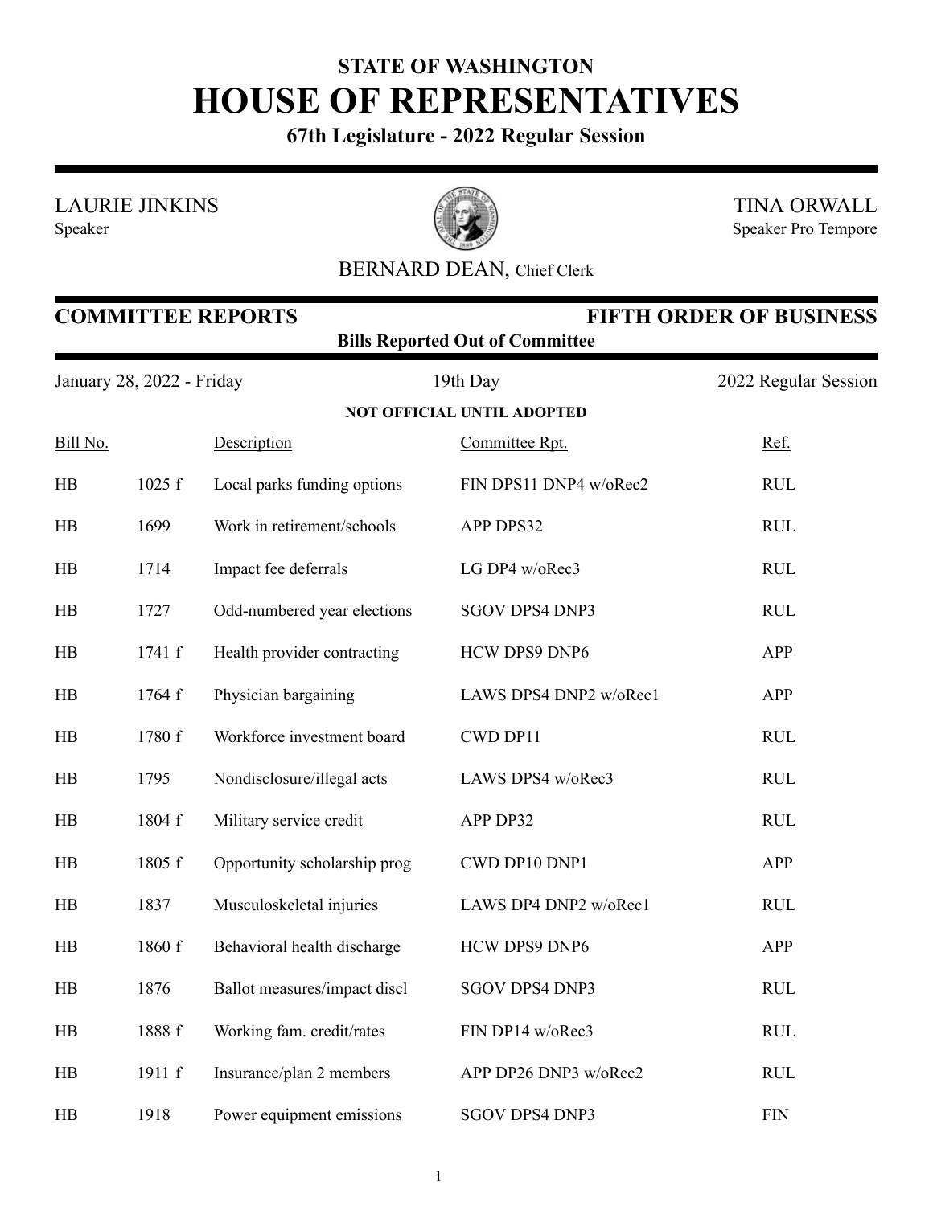**STATE OF WASHINGTON**

# HOUSE OF REPRESENTATIVES

**67th Legislature - 2022 Regular Session**

LAURIE JINKINS
Speaker

TINA ORWALL
Speaker Pro Tempore

BERNARD DEAN, Chief Clerk

## COMMITTEE REPORTS — FIFTH ORDER OF BUSINESS

**Bills Reported Out of Committee**

January 28, 2022 - Friday — 19th Day — 2022 Regular Session

**NOT OFFICIAL UNTIL ADOPTED**

| Bill No. | | Description | Committee Rpt. | Ref. |
|---|---|---|---|---|
| HB | 1025 f | Local parks funding options | FIN DPS11 DNP4 w/oRec2 | RUL |
| HB | 1699 | Work in retirement/schools | APP DPS32 | RUL |
| HB | 1714 | Impact fee deferrals | LG DP4 w/oRec3 | RUL |
| HB | 1727 | Odd-numbered year elections | SGOV DPS4 DNP3 | RUL |
| HB | 1741 f | Health provider contracting | HCW DPS9 DNP6 | APP |
| HB | 1764 f | Physician bargaining | LAWS DPS4 DNP2 w/oRec1 | APP |
| HB | 1780 f | Workforce investment board | CWD DP11 | RUL |
| HB | 1795 | Nondisclosure/illegal acts | LAWS DPS4 w/oRec3 | RUL |
| HB | 1804 f | Military service credit | APP DP32 | RUL |
| HB | 1805 f | Opportunity scholarship prog | CWD DP10 DNP1 | APP |
| HB | 1837 | Musculoskeletal injuries | LAWS DP4 DNP2 w/oRec1 | RUL |
| HB | 1860 f | Behavioral health discharge | HCW DPS9 DNP6 | APP |
| HB | 1876 | Ballot measures/impact discl | SGOV DPS4 DNP3 | RUL |
| HB | 1888 f | Working fam. credit/rates | FIN DP14 w/oRec3 | RUL |
| HB | 1911 f | Insurance/plan 2 members | APP DP26 DNP3 w/oRec2 | RUL |
| HB | 1918 | Power equipment emissions | SGOV DPS4 DNP3 | FIN |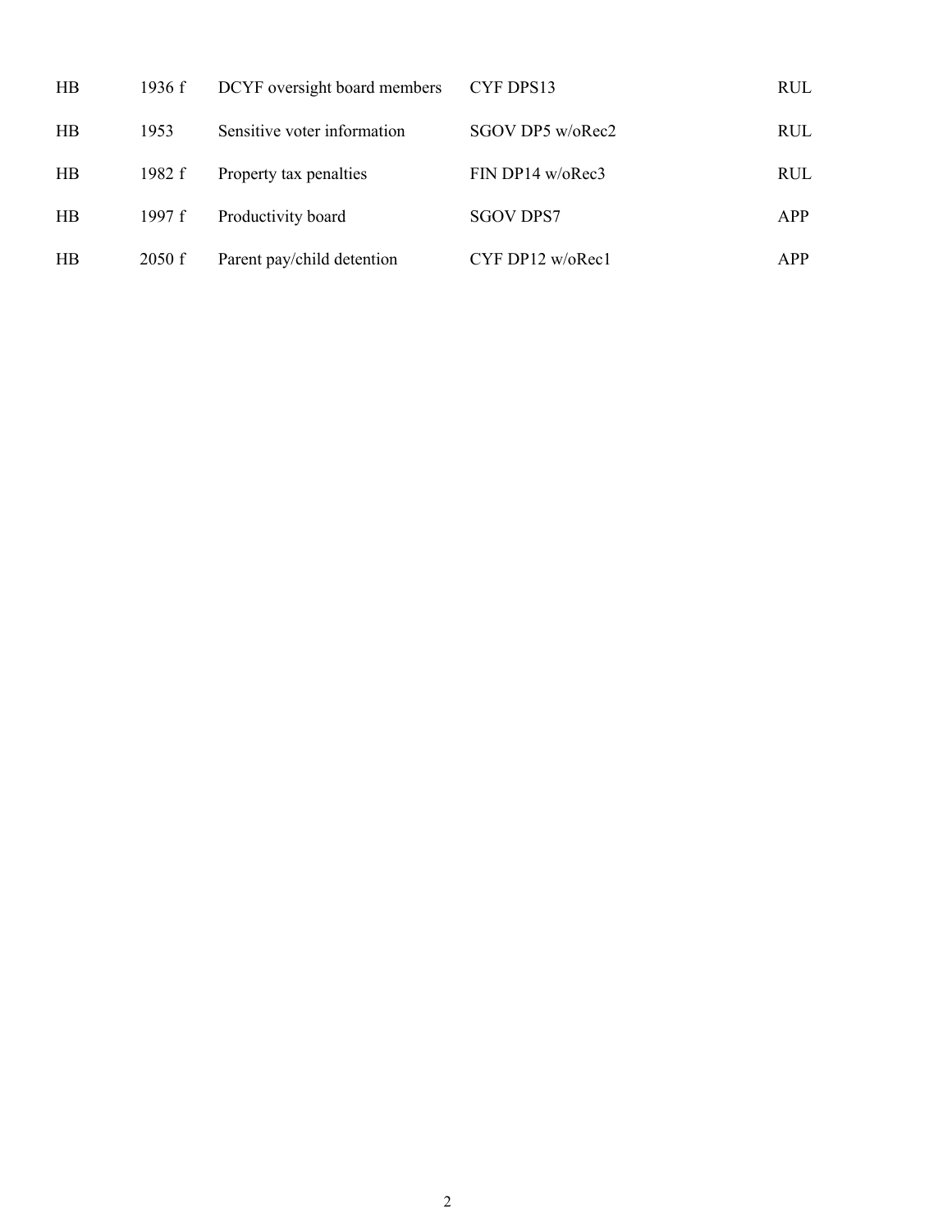| | | | | |
|---|---|---|---|---|
| HB | 1936 f | DCYF oversight board members | CYF DPS13 | RUL |
| HB | 1953 | Sensitive voter information | SGOV DP5 w/oRec2 | RUL |
| HB | 1982 f | Property tax penalties | FIN DP14 w/oRec3 | RUL |
| HB | 1997 f | Productivity board | SGOV DPS7 | APP |
| HB | 2050 f | Parent pay/child detention | CYF DP12 w/oRec1 | APP |